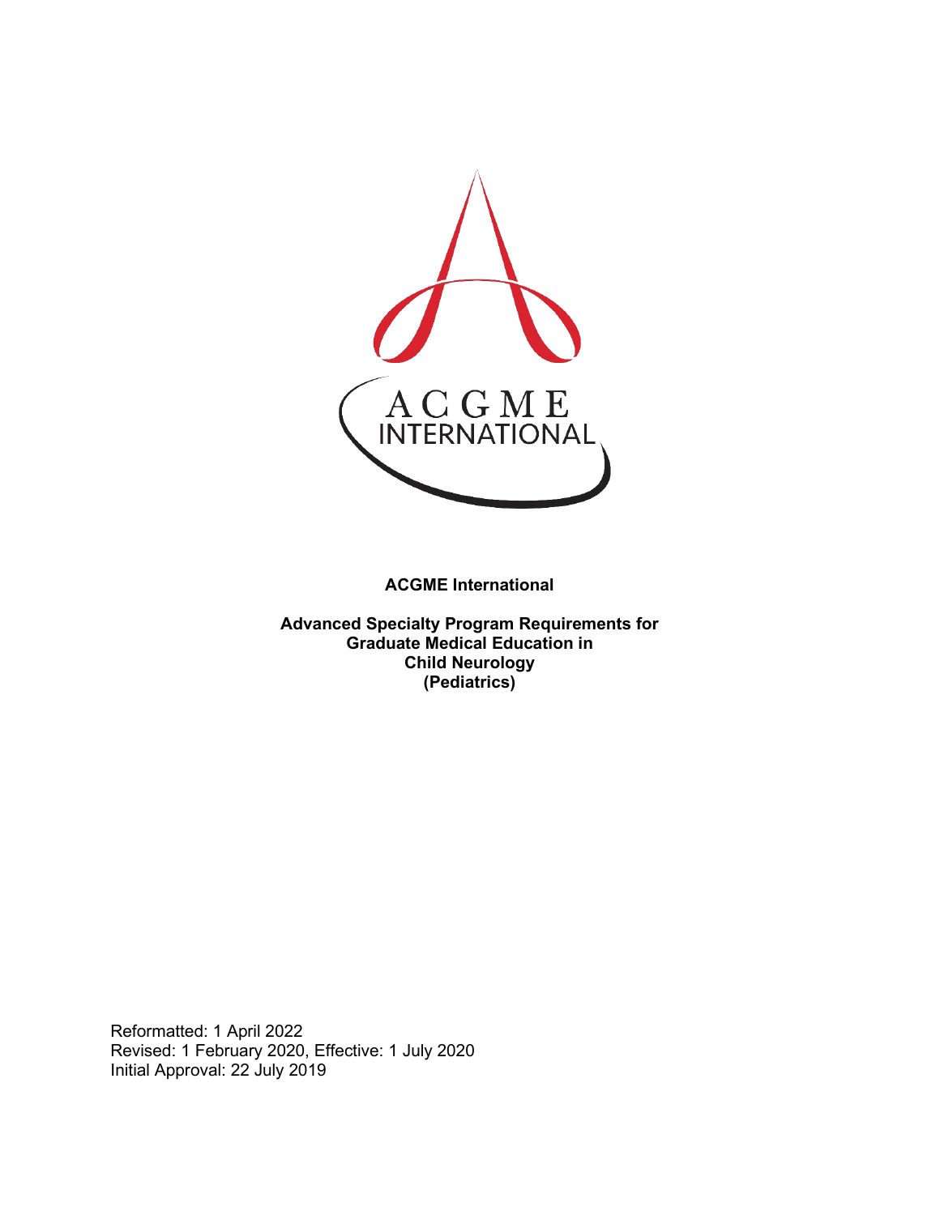ACGME International

**ACGME International**

**Advanced Specialty Program Requirements for Graduate Medical Education in Child Neurology (Pediatrics)**

Reformatted: 1 April 2022
Revised: 1 February 2020, Effective: 1 July 2020
Initial Approval: 22 July 2019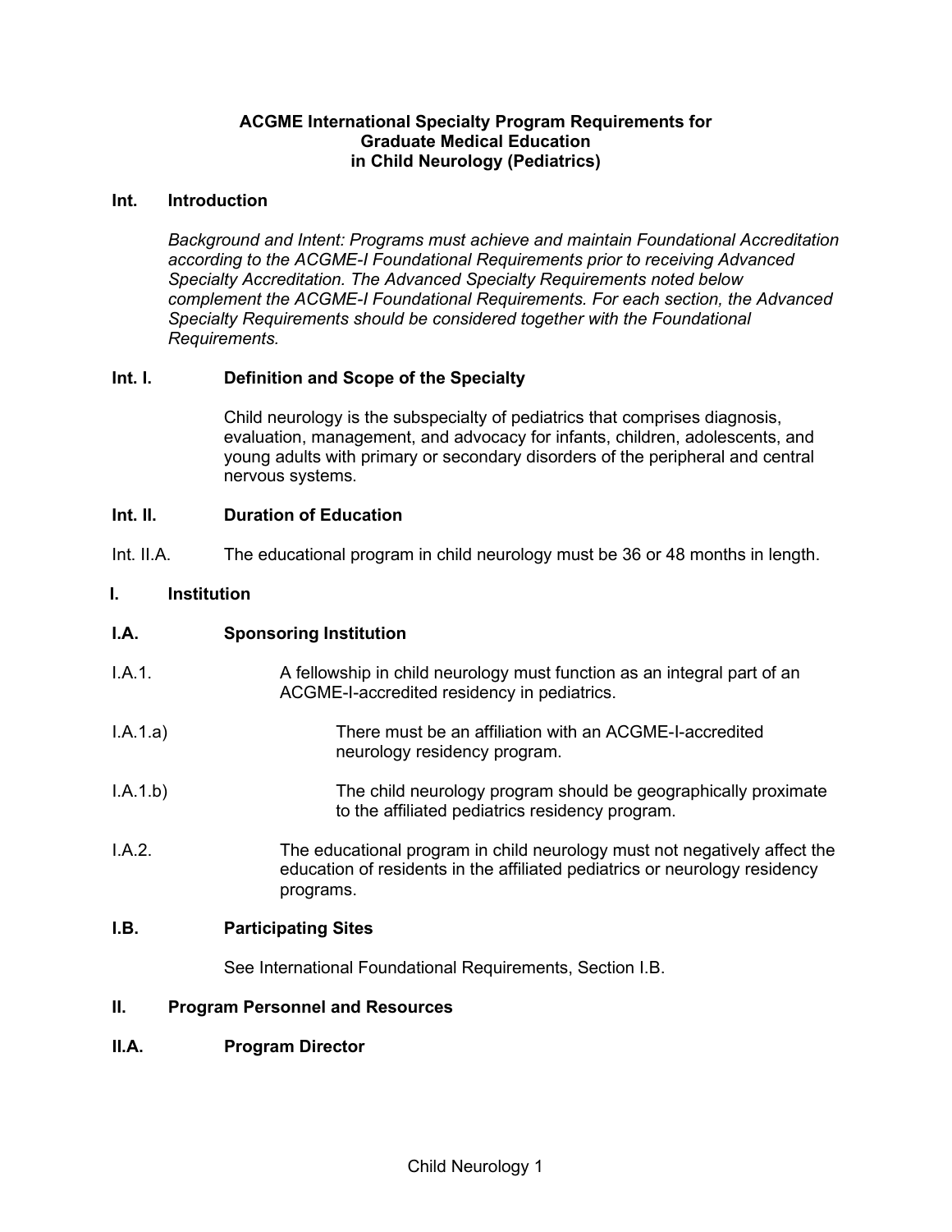# ACGME International Specialty Program Requirements for Graduate Medical Education in Child Neurology (Pediatrics)

## Int. Introduction

*Background and Intent: Programs must achieve and maintain Foundational Accreditation according to the ACGME-I Foundational Requirements prior to receiving Advanced Specialty Accreditation. The Advanced Specialty Requirements noted below complement the ACGME-I Foundational Requirements. For each section, the Advanced Specialty Requirements should be considered together with the Foundational Requirements.*

### Int. I. Definition and Scope of the Specialty

Child neurology is the subspecialty of pediatrics that comprises diagnosis, evaluation, management, and advocacy for infants, children, adolescents, and young adults with primary or secondary disorders of the peripheral and central nervous systems.

### Int. II. Duration of Education

Int. II.A. The educational program in child neurology must be 36 or 48 months in length.

## I. Institution

### I.A. Sponsoring Institution

I.A.1. A fellowship in child neurology must function as an integral part of an ACGME-I-accredited residency in pediatrics.

I.A.1.a) There must be an affiliation with an ACGME-I-accredited neurology residency program.

I.A.1.b) The child neurology program should be geographically proximate to the affiliated pediatrics residency program.

I.A.2. The educational program in child neurology must not negatively affect the education of residents in the affiliated pediatrics or neurology residency programs.

### I.B. Participating Sites

See International Foundational Requirements, Section I.B.

## II. Program Personnel and Resources

### II.A. Program Director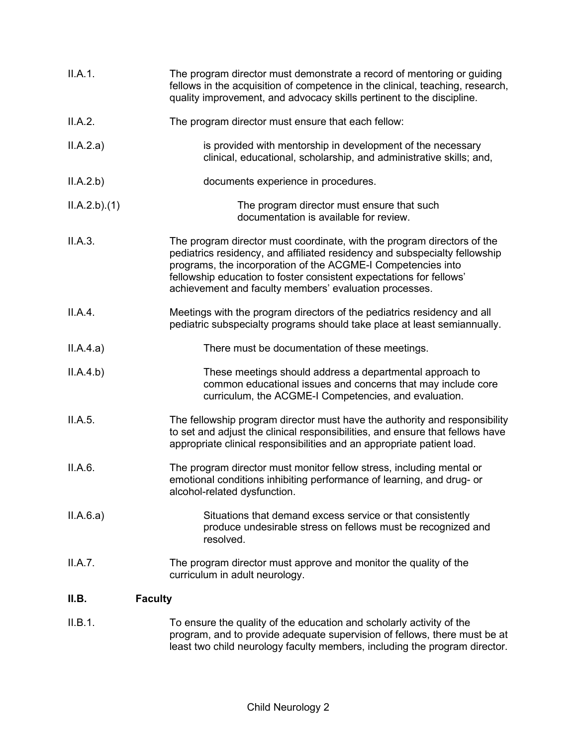II.A.1. The program director must demonstrate a record of mentoring or guiding fellows in the acquisition of competence in the clinical, teaching, research, quality improvement, and advocacy skills pertinent to the discipline.

II.A.2. The program director must ensure that each fellow:

II.A.2.a) is provided with mentorship in development of the necessary clinical, educational, scholarship, and administrative skills; and,

II.A.2.b) documents experience in procedures.

II.A.2.b).(1) The program director must ensure that such documentation is available for review.

II.A.3. The program director must coordinate, with the program directors of the pediatrics residency, and affiliated residency and subspecialty fellowship programs, the incorporation of the ACGME-I Competencies into fellowship education to foster consistent expectations for fellows' achievement and faculty members' evaluation processes.

II.A.4. Meetings with the program directors of the pediatrics residency and all pediatric subspecialty programs should take place at least semiannually.

II.A.4.a) There must be documentation of these meetings.

II.A.4.b) These meetings should address a departmental approach to common educational issues and concerns that may include core curriculum, the ACGME-I Competencies, and evaluation.

II.A.5. The fellowship program director must have the authority and responsibility to set and adjust the clinical responsibilities, and ensure that fellows have appropriate clinical responsibilities and an appropriate patient load.

II.A.6. The program director must monitor fellow stress, including mental or emotional conditions inhibiting performance of learning, and drug- or alcohol-related dysfunction.

II.A.6.a) Situations that demand excess service or that consistently produce undesirable stress on fellows must be recognized and resolved.

II.A.7. The program director must approve and monitor the quality of the curriculum in adult neurology.

**II.B. Faculty**

II.B.1. To ensure the quality of the education and scholarly activity of the program, and to provide adequate supervision of fellows, there must be at least two child neurology faculty members, including the program director.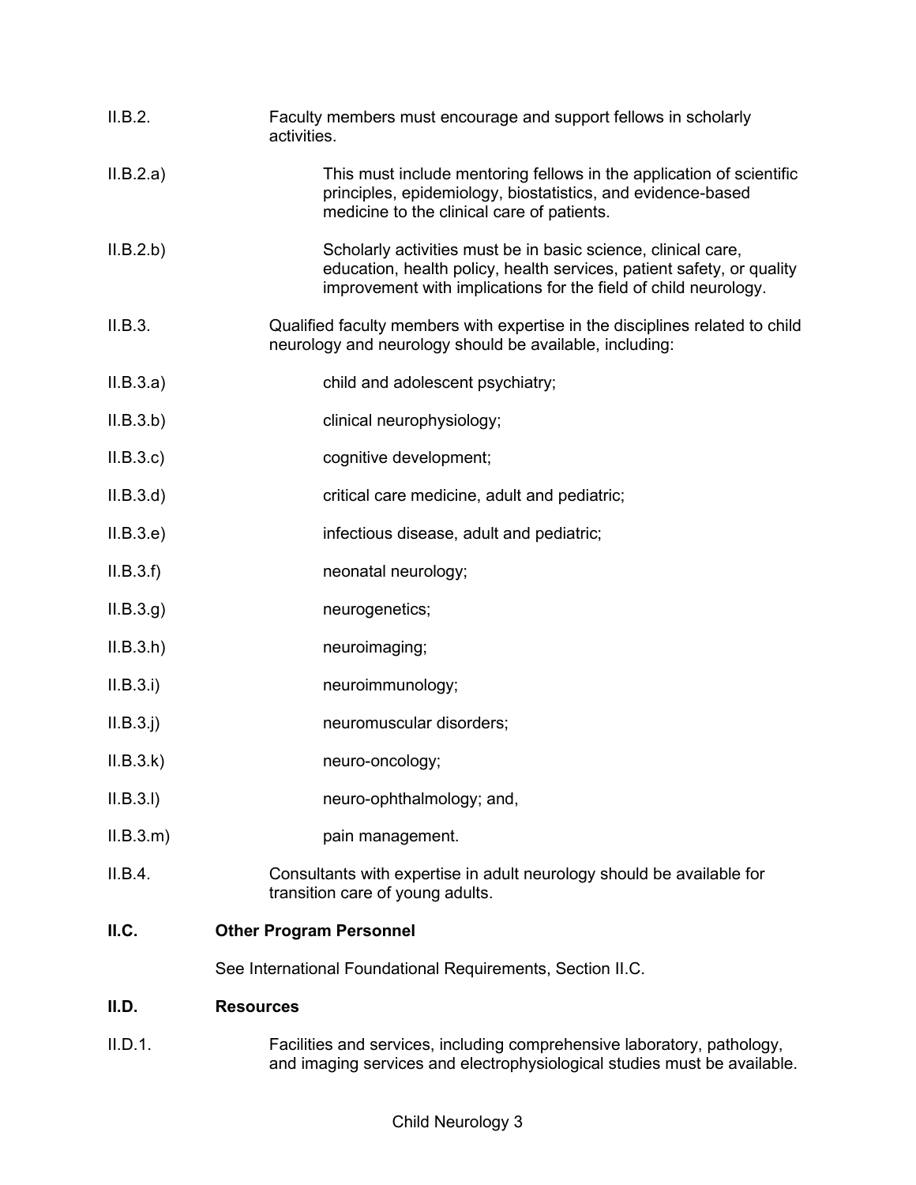II.B.2. Faculty members must encourage and support fellows in scholarly activities.

II.B.2.a) This must include mentoring fellows in the application of scientific principles, epidemiology, biostatistics, and evidence-based medicine to the clinical care of patients.

II.B.2.b) Scholarly activities must be in basic science, clinical care, education, health policy, health services, patient safety, or quality improvement with implications for the field of child neurology.

II.B.3. Qualified faculty members with expertise in the disciplines related to child neurology and neurology should be available, including:

II.B.3.a) child and adolescent psychiatry;

II.B.3.b) clinical neurophysiology;

II.B.3.c) cognitive development;

II.B.3.d) critical care medicine, adult and pediatric;

II.B.3.e) infectious disease, adult and pediatric;

II.B.3.f) neonatal neurology;

II.B.3.g) neurogenetics;

II.B.3.h) neuroimaging;

II.B.3.i) neuroimmunology;

II.B.3.j) neuromuscular disorders;

II.B.3.k) neuro-oncology;

II.B.3.l) neuro-ophthalmology; and,

II.B.3.m) pain management.

II.B.4. Consultants with expertise in adult neurology should be available for transition care of young adults.

## II.C. Other Program Personnel

See International Foundational Requirements, Section II.C.

## II.D. Resources

II.D.1. Facilities and services, including comprehensive laboratory, pathology, and imaging services and electrophysiological studies must be available.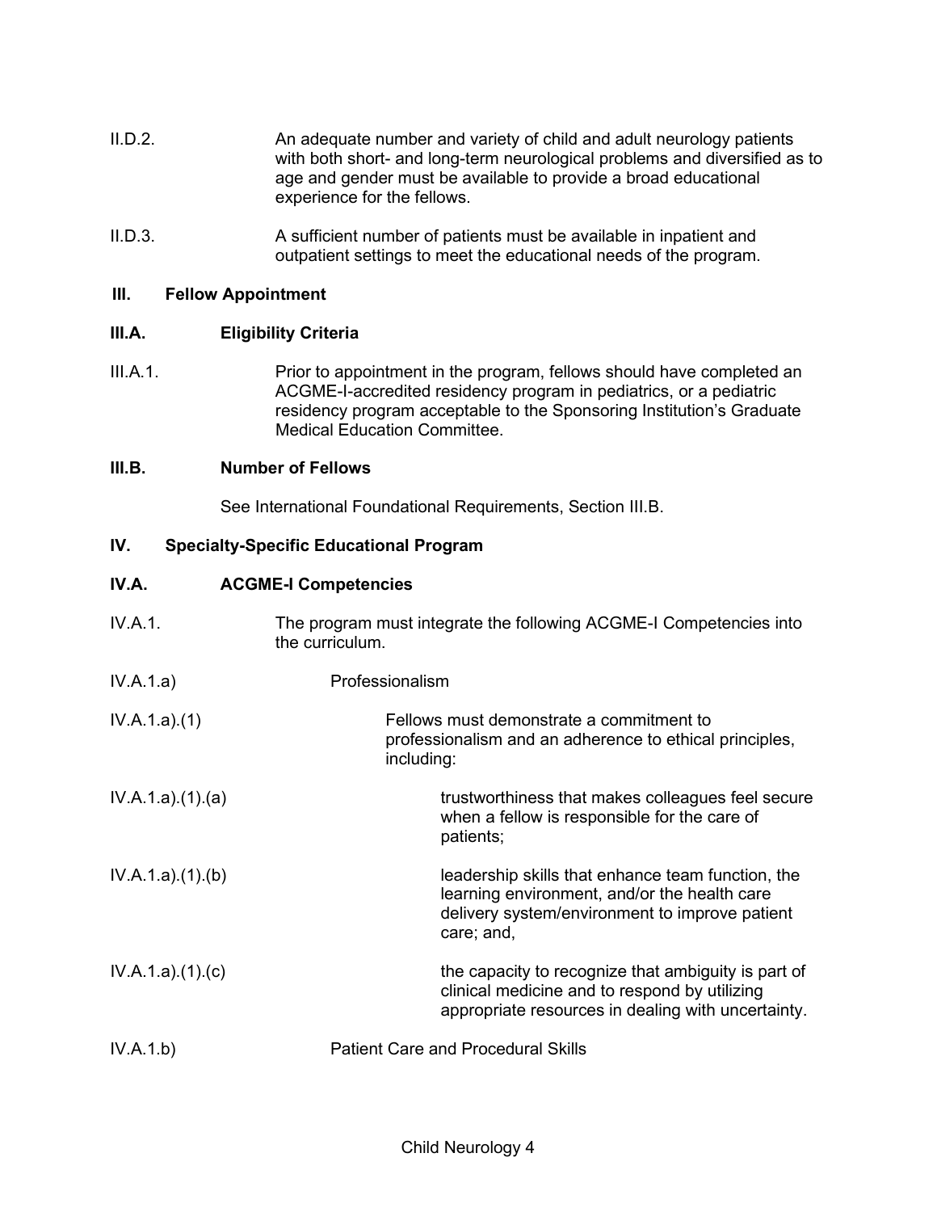II.D.2. An adequate number and variety of child and adult neurology patients with both short- and long-term neurological problems and diversified as to age and gender must be available to provide a broad educational experience for the fellows.

II.D.3. A sufficient number of patients must be available in inpatient and outpatient settings to meet the educational needs of the program.

## III. Fellow Appointment

### III.A. Eligibility Criteria

III.A.1. Prior to appointment in the program, fellows should have completed an ACGME-I-accredited residency program in pediatrics, or a pediatric residency program acceptable to the Sponsoring Institution's Graduate Medical Education Committee.

### III.B. Number of Fellows

See International Foundational Requirements, Section III.B.

## IV. Specialty-Specific Educational Program

### IV.A. ACGME-I Competencies

IV.A.1. The program must integrate the following ACGME-I Competencies into the curriculum.

IV.A.1.a) Professionalism

IV.A.1.a).(1) Fellows must demonstrate a commitment to professionalism and an adherence to ethical principles, including:

IV.A.1.a).(1).(a) trustworthiness that makes colleagues feel secure when a fellow is responsible for the care of patients;

IV.A.1.a).(1).(b) leadership skills that enhance team function, the learning environment, and/or the health care delivery system/environment to improve patient care; and,

IV.A.1.a).(1).(c) the capacity to recognize that ambiguity is part of clinical medicine and to respond by utilizing appropriate resources in dealing with uncertainty.

IV.A.1.b) Patient Care and Procedural Skills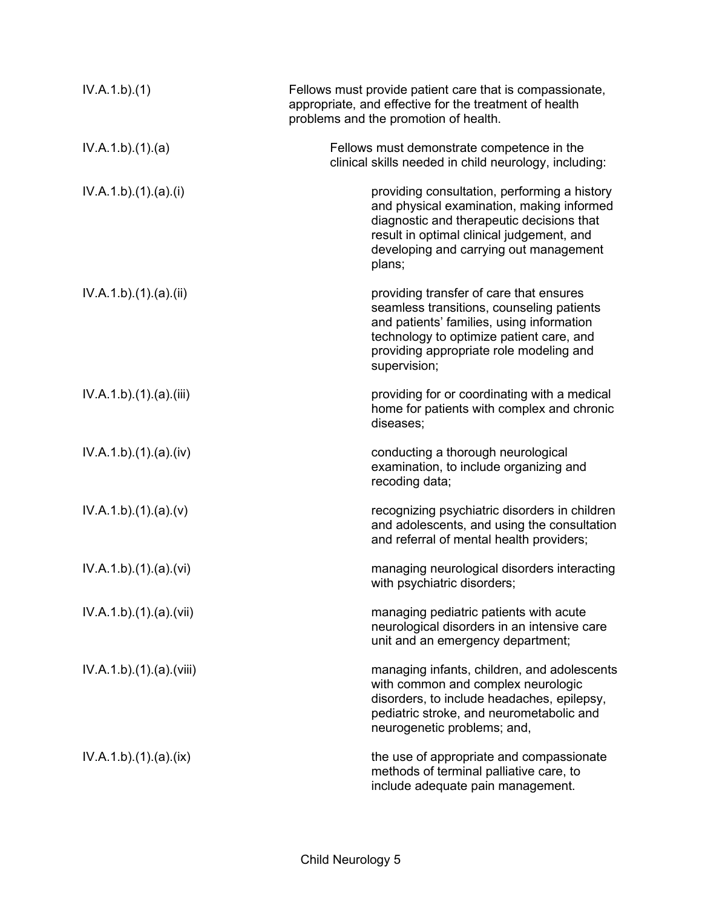| | |
|---|---|
| IV.A.1.b).(1) | Fellows must provide patient care that is compassionate, appropriate, and effective for the treatment of health problems and the promotion of health. |
| IV.A.1.b).(1).(a) | Fellows must demonstrate competence in the clinical skills needed in child neurology, including: |
| IV.A.1.b).(1).(a).(i) | providing consultation, performing a history and physical examination, making informed diagnostic and therapeutic decisions that result in optimal clinical judgement, and developing and carrying out management plans; |
| IV.A.1.b).(1).(a).(ii) | providing transfer of care that ensures seamless transitions, counseling patients and patients' families, using information technology to optimize patient care, and providing appropriate role modeling and supervision; |
| IV.A.1.b).(1).(a).(iii) | providing for or coordinating with a medical home for patients with complex and chronic diseases; |
| IV.A.1.b).(1).(a).(iv) | conducting a thorough neurological examination, to include organizing and recoding data; |
| IV.A.1.b).(1).(a).(v) | recognizing psychiatric disorders in children and adolescents, and using the consultation and referral of mental health providers; |
| IV.A.1.b).(1).(a).(vi) | managing neurological disorders interacting with psychiatric disorders; |
| IV.A.1.b).(1).(a).(vii) | managing pediatric patients with acute neurological disorders in an intensive care unit and an emergency department; |
| IV.A.1.b).(1).(a).(viii) | managing infants, children, and adolescents with common and complex neurologic disorders, to include headaches, epilepsy, pediatric stroke, and neurometabolic and neurogenetic problems; and, |
| IV.A.1.b).(1).(a).(ix) | the use of appropriate and compassionate methods of terminal palliative care, to include adequate pain management. |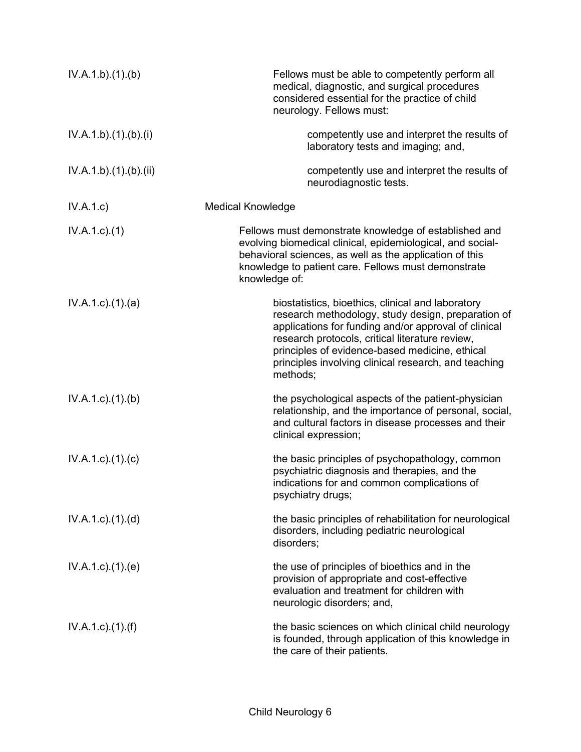| | |
|---|---|
| IV.A.1.b).(1).(b) | Fellows must be able to competently perform all medical, diagnostic, and surgical procedures considered essential for the practice of child neurology. Fellows must: |
| IV.A.1.b).(1).(b).(i) | competently use and interpret the results of laboratory tests and imaging; and, |
| IV.A.1.b).(1).(b).(ii) | competently use and interpret the results of neurodiagnostic tests. |
| IV.A.1.c) | Medical Knowledge |
| IV.A.1.c).(1) | Fellows must demonstrate knowledge of established and evolving biomedical clinical, epidemiological, and social-behavioral sciences, as well as the application of this knowledge to patient care. Fellows must demonstrate knowledge of: |
| IV.A.1.c).(1).(a) | biostatistics, bioethics, clinical and laboratory research methodology, study design, preparation of applications for funding and/or approval of clinical research protocols, critical literature review, principles of evidence-based medicine, ethical principles involving clinical research, and teaching methods; |
| IV.A.1.c).(1).(b) | the psychological aspects of the patient-physician relationship, and the importance of personal, social, and cultural factors in disease processes and their clinical expression; |
| IV.A.1.c).(1).(c) | the basic principles of psychopathology, common psychiatric diagnosis and therapies, and the indications for and common complications of psychiatry drugs; |
| IV.A.1.c).(1).(d) | the basic principles of rehabilitation for neurological disorders, including pediatric neurological disorders; |
| IV.A.1.c).(1).(e) | the use of principles of bioethics and in the provision of appropriate and cost-effective evaluation and treatment for children with neurologic disorders; and, |
| IV.A.1.c).(1).(f) | the basic sciences on which clinical child neurology is founded, through application of this knowledge in the care of their patients. |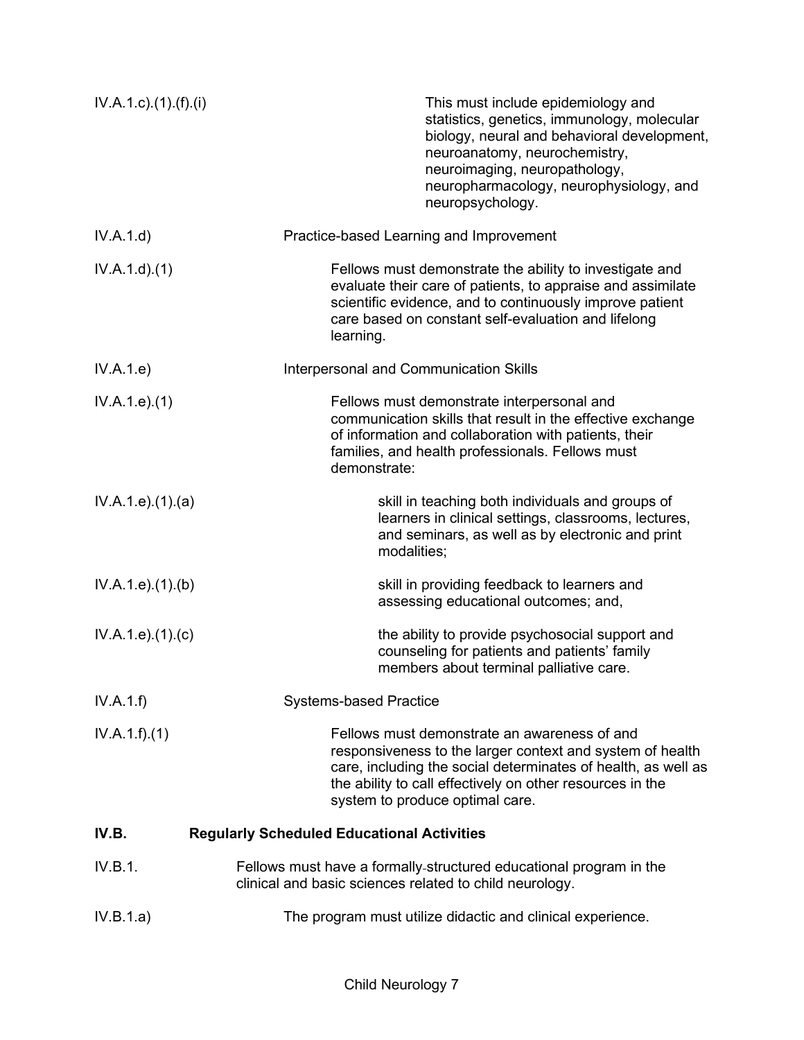| | |
|---|---|
| IV.A.1.c).(1).(f).(i) | This must include epidemiology and statistics, genetics, immunology, molecular biology, neural and behavioral development, neuroanatomy, neurochemistry, neuroimaging, neuropathology, neuropharmacology, neurophysiology, and neuropsychology. |
| IV.A.1.d) | Practice-based Learning and Improvement |
| IV.A.1.d).(1) | Fellows must demonstrate the ability to investigate and evaluate their care of patients, to appraise and assimilate scientific evidence, and to continuously improve patient care based on constant self-evaluation and lifelong learning. |
| IV.A.1.e) | Interpersonal and Communication Skills |
| IV.A.1.e).(1) | Fellows must demonstrate interpersonal and communication skills that result in the effective exchange of information and collaboration with patients, their families, and health professionals. Fellows must demonstrate: |
| IV.A.1.e).(1).(a) | skill in teaching both individuals and groups of learners in clinical settings, classrooms, lectures, and seminars, as well as by electronic and print modalities; |
| IV.A.1.e).(1).(b) | skill in providing feedback to learners and assessing educational outcomes; and, |
| IV.A.1.e).(1).(c) | the ability to provide psychosocial support and counseling for patients and patients' family members about terminal palliative care. |
| IV.A.1.f) | Systems-based Practice |
| IV.A.1.f).(1) | Fellows must demonstrate an awareness of and responsiveness to the larger context and system of health care, including the social determinates of health, as well as the ability to call effectively on other resources in the system to produce optimal care. |

**IV.B. Regularly Scheduled Educational Activities**

| | |
|---|---|
| IV.B.1. | Fellows must have a formally-structured educational program in the clinical and basic sciences related to child neurology. |
| IV.B.1.a) | The program must utilize didactic and clinical experience. |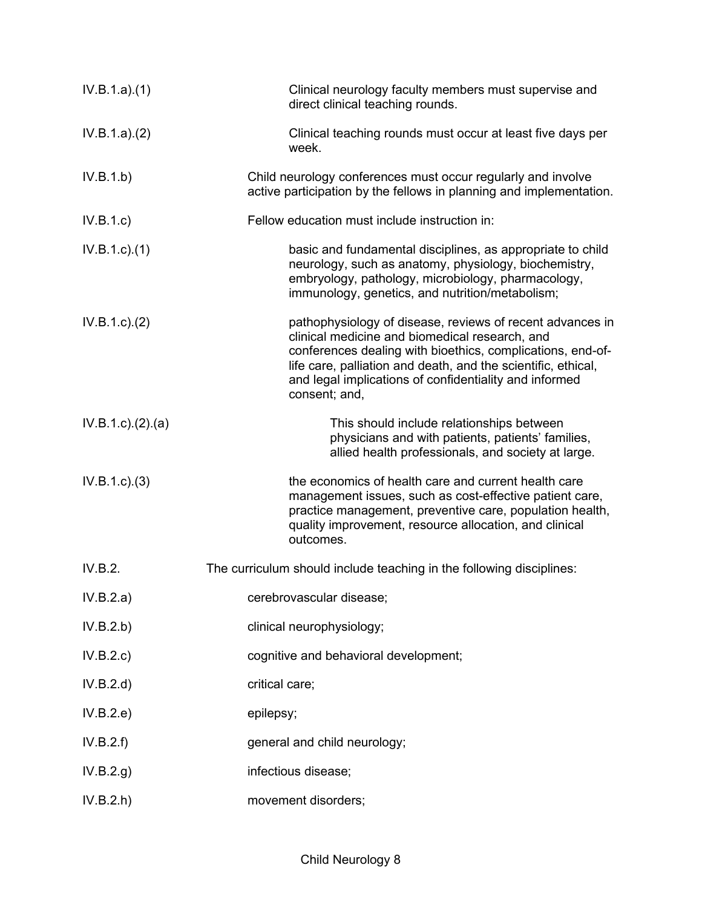IV.B.1.a).(1) Clinical neurology faculty members must supervise and direct clinical teaching rounds.

IV.B.1.a).(2) Clinical teaching rounds must occur at least five days per week.

IV.B.1.b) Child neurology conferences must occur regularly and involve active participation by the fellows in planning and implementation.

IV.B.1.c) Fellow education must include instruction in:

IV.B.1.c).(1) basic and fundamental disciplines, as appropriate to child neurology, such as anatomy, physiology, biochemistry, embryology, pathology, microbiology, pharmacology, immunology, genetics, and nutrition/metabolism;

IV.B.1.c).(2) pathophysiology of disease, reviews of recent advances in clinical medicine and biomedical research, and conferences dealing with bioethics, complications, end-of-life care, palliation and death, and the scientific, ethical, and legal implications of confidentiality and informed consent; and,

IV.B.1.c).(2).(a) This should include relationships between physicians and with patients, patients' families, allied health professionals, and society at large.

IV.B.1.c).(3) the economics of health care and current health care management issues, such as cost-effective patient care, practice management, preventive care, population health, quality improvement, resource allocation, and clinical outcomes.

IV.B.2. The curriculum should include teaching in the following disciplines:

IV.B.2.a) cerebrovascular disease;

IV.B.2.b) clinical neurophysiology;

IV.B.2.c) cognitive and behavioral development;

IV.B.2.d) critical care;

IV.B.2.e) epilepsy;

IV.B.2.f) general and child neurology;

IV.B.2.g) infectious disease;

IV.B.2.h) movement disorders;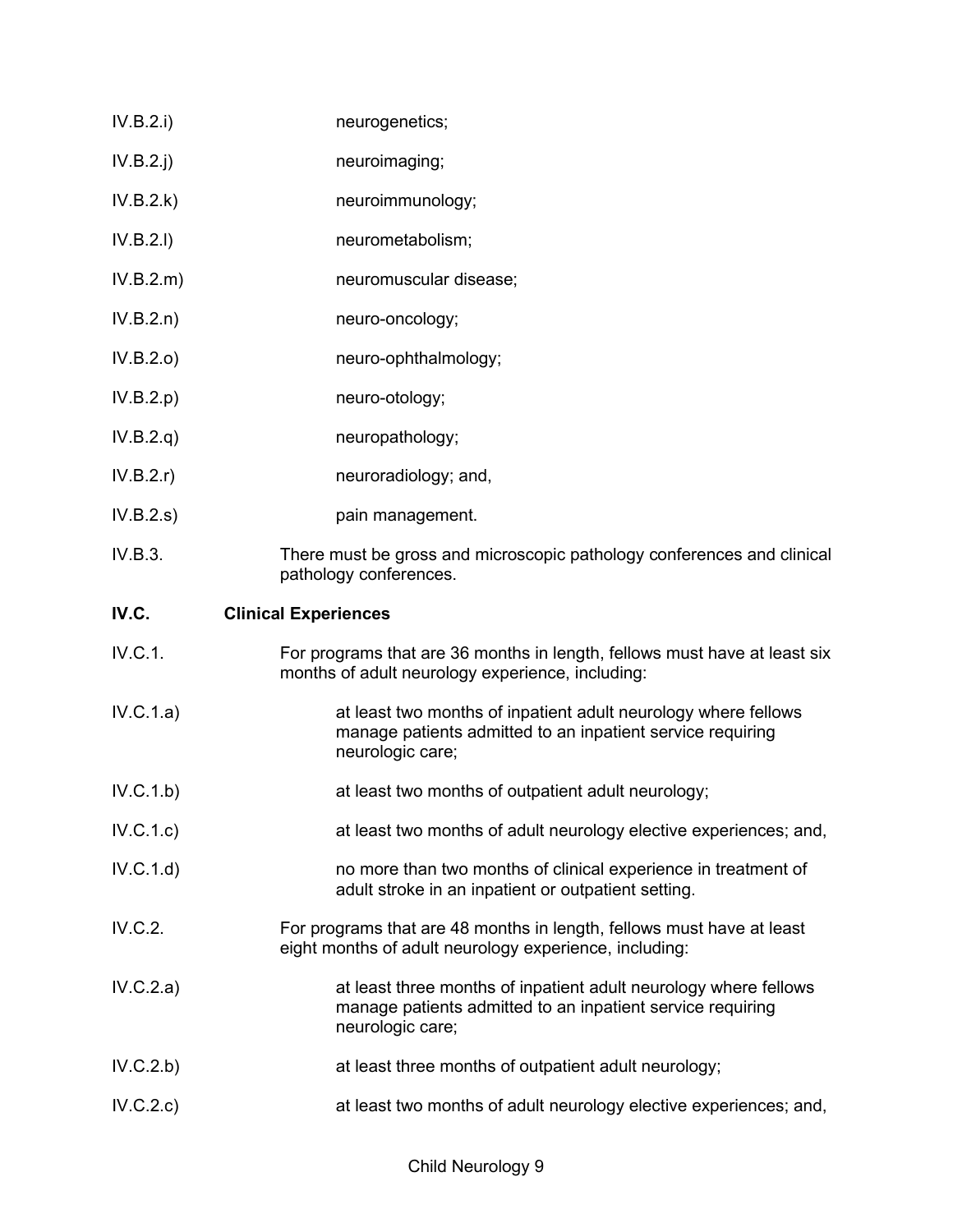IV.B.2.i) neurogenetics;

IV.B.2.j) neuroimaging;

IV.B.2.k) neuroimmunology;

IV.B.2.l) neurometabolism;

IV.B.2.m) neuromuscular disease;

IV.B.2.n) neuro-oncology;

IV.B.2.o) neuro-ophthalmology;

IV.B.2.p) neuro-otology;

IV.B.2.q) neuropathology;

IV.B.2.r) neuroradiology; and,

IV.B.2.s) pain management.

IV.B.3. There must be gross and microscopic pathology conferences and clinical pathology conferences.

**IV.C. Clinical Experiences**

IV.C.1. For programs that are 36 months in length, fellows must have at least six months of adult neurology experience, including:

IV.C.1.a) at least two months of inpatient adult neurology where fellows manage patients admitted to an inpatient service requiring neurologic care;

IV.C.1.b) at least two months of outpatient adult neurology;

IV.C.1.c) at least two months of adult neurology elective experiences; and,

IV.C.1.d) no more than two months of clinical experience in treatment of adult stroke in an inpatient or outpatient setting.

IV.C.2. For programs that are 48 months in length, fellows must have at least eight months of adult neurology experience, including:

IV.C.2.a) at least three months of inpatient adult neurology where fellows manage patients admitted to an inpatient service requiring neurologic care;

IV.C.2.b) at least three months of outpatient adult neurology;

IV.C.2.c) at least two months of adult neurology elective experiences; and,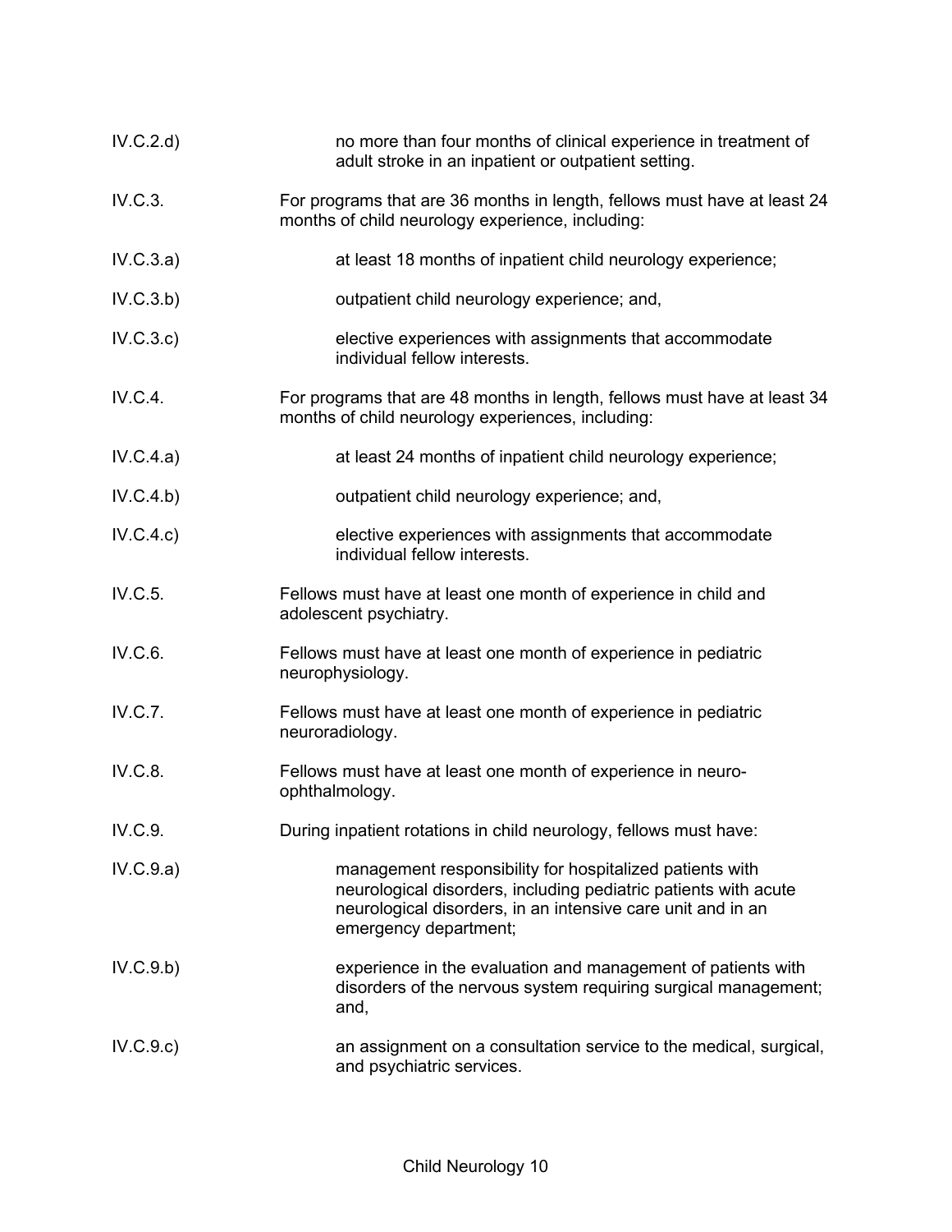| | |
|---|---|
| IV.C.2.d) | no more than four months of clinical experience in treatment of adult stroke in an inpatient or outpatient setting. |
| IV.C.3. | For programs that are 36 months in length, fellows must have at least 24 months of child neurology experience, including: |
| IV.C.3.a) | at least 18 months of inpatient child neurology experience; |
| IV.C.3.b) | outpatient child neurology experience; and, |
| IV.C.3.c) | elective experiences with assignments that accommodate individual fellow interests. |
| IV.C.4. | For programs that are 48 months in length, fellows must have at least 34 months of child neurology experiences, including: |
| IV.C.4.a) | at least 24 months of inpatient child neurology experience; |
| IV.C.4.b) | outpatient child neurology experience; and, |
| IV.C.4.c) | elective experiences with assignments that accommodate individual fellow interests. |
| IV.C.5. | Fellows must have at least one month of experience in child and adolescent psychiatry. |
| IV.C.6. | Fellows must have at least one month of experience in pediatric neurophysiology. |
| IV.C.7. | Fellows must have at least one month of experience in pediatric neuroradiology. |
| IV.C.8. | Fellows must have at least one month of experience in neuro-ophthalmology. |
| IV.C.9. | During inpatient rotations in child neurology, fellows must have: |
| IV.C.9.a) | management responsibility for hospitalized patients with neurological disorders, including pediatric patients with acute neurological disorders, in an intensive care unit and in an emergency department; |
| IV.C.9.b) | experience in the evaluation and management of patients with disorders of the nervous system requiring surgical management; and, |
| IV.C.9.c) | an assignment on a consultation service to the medical, surgical, and psychiatric services. |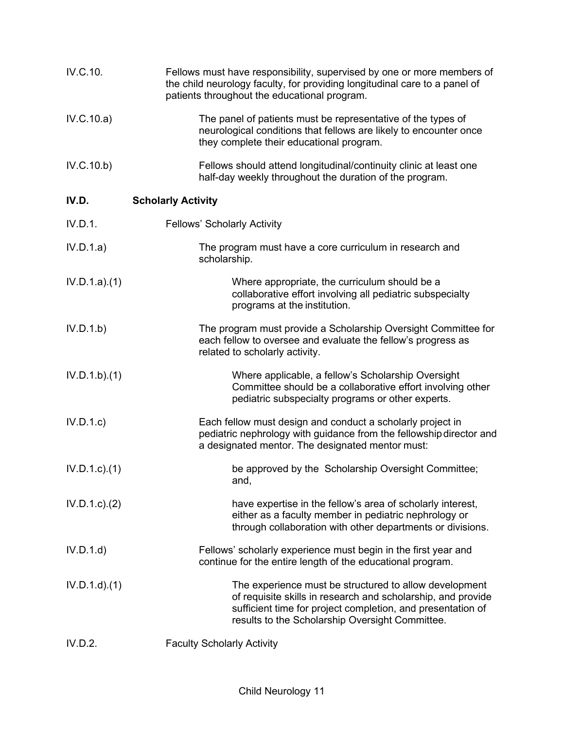IV.C.10. Fellows must have responsibility, supervised by one or more members of the child neurology faculty, for providing longitudinal care to a panel of patients throughout the educational program.

IV.C.10.a) The panel of patients must be representative of the types of neurological conditions that fellows are likely to encounter once they complete their educational program.

IV.C.10.b) Fellows should attend longitudinal/continuity clinic at least one half-day weekly throughout the duration of the program.

**IV.D. Scholarly Activity**

IV.D.1. Fellows' Scholarly Activity

IV.D.1.a) The program must have a core curriculum in research and scholarship.

IV.D.1.a).(1) Where appropriate, the curriculum should be a collaborative effort involving all pediatric subspecialty programs at the institution.

IV.D.1.b) The program must provide a Scholarship Oversight Committee for each fellow to oversee and evaluate the fellow's progress as related to scholarly activity.

IV.D.1.b).(1) Where applicable, a fellow's Scholarship Oversight Committee should be a collaborative effort involving other pediatric subspecialty programs or other experts.

IV.D.1.c) Each fellow must design and conduct a scholarly project in pediatric nephrology with guidance from the fellowship director and a designated mentor. The designated mentor must:

IV.D.1.c).(1) be approved by the Scholarship Oversight Committee; and,

IV.D.1.c).(2) have expertise in the fellow's area of scholarly interest, either as a faculty member in pediatric nephrology or through collaboration with other departments or divisions.

IV.D.1.d) Fellows' scholarly experience must begin in the first year and continue for the entire length of the educational program.

IV.D.1.d).(1) The experience must be structured to allow development of requisite skills in research and scholarship, and provide sufficient time for project completion, and presentation of results to the Scholarship Oversight Committee.

IV.D.2. Faculty Scholarly Activity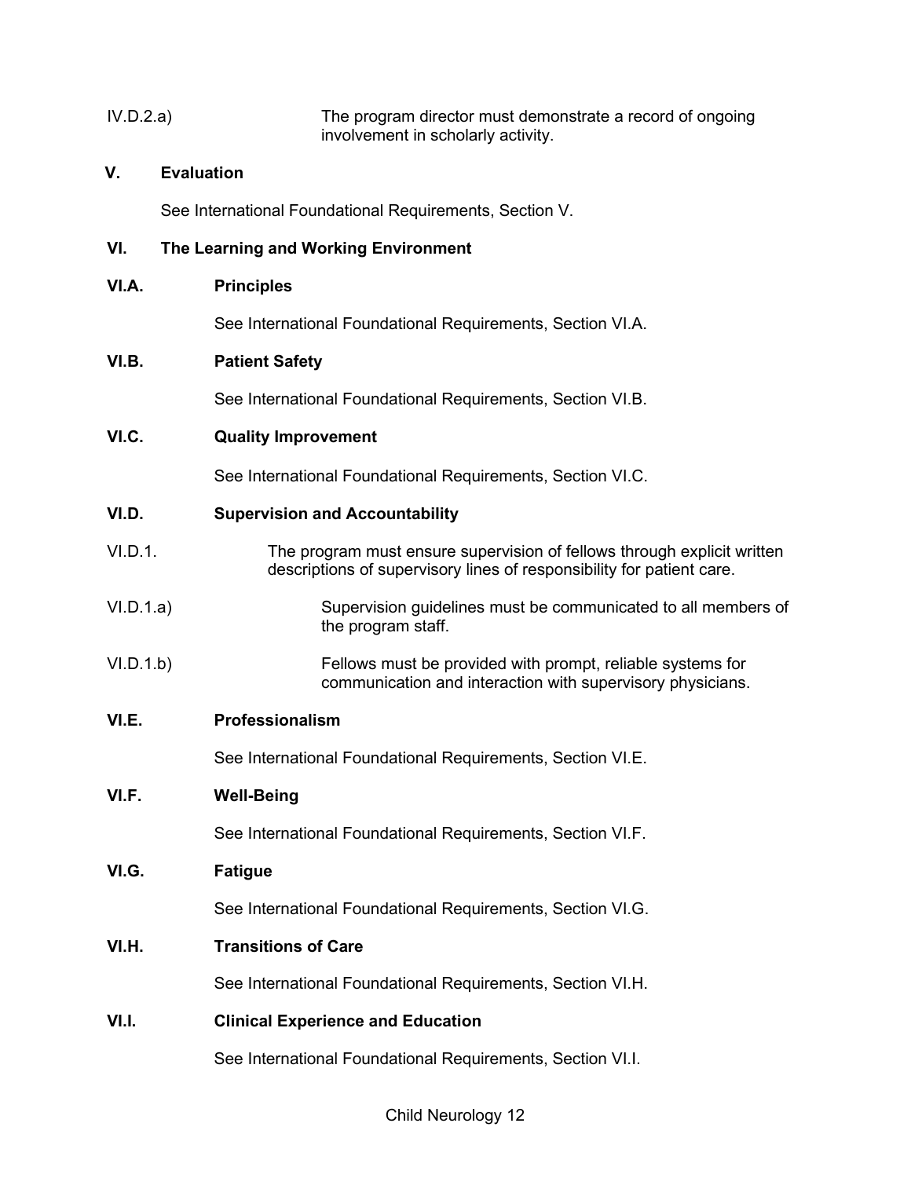IV.D.2.a) The program director must demonstrate a record of ongoing involvement in scholarly activity.

## V. Evaluation

See International Foundational Requirements, Section V.

## VI. The Learning and Working Environment

### VI.A. Principles

See International Foundational Requirements, Section VI.A.

### VI.B. Patient Safety

See International Foundational Requirements, Section VI.B.

### VI.C. Quality Improvement

See International Foundational Requirements, Section VI.C.

### VI.D. Supervision and Accountability

VI.D.1. The program must ensure supervision of fellows through explicit written descriptions of supervisory lines of responsibility for patient care.

VI.D.1.a) Supervision guidelines must be communicated to all members of the program staff.

VI.D.1.b) Fellows must be provided with prompt, reliable systems for communication and interaction with supervisory physicians.

### VI.E. Professionalism

See International Foundational Requirements, Section VI.E.

### VI.F. Well-Being

See International Foundational Requirements, Section VI.F.

### VI.G. Fatigue

See International Foundational Requirements, Section VI.G.

### VI.H. Transitions of Care

See International Foundational Requirements, Section VI.H.

### VI.I. Clinical Experience and Education

See International Foundational Requirements, Section VI.I.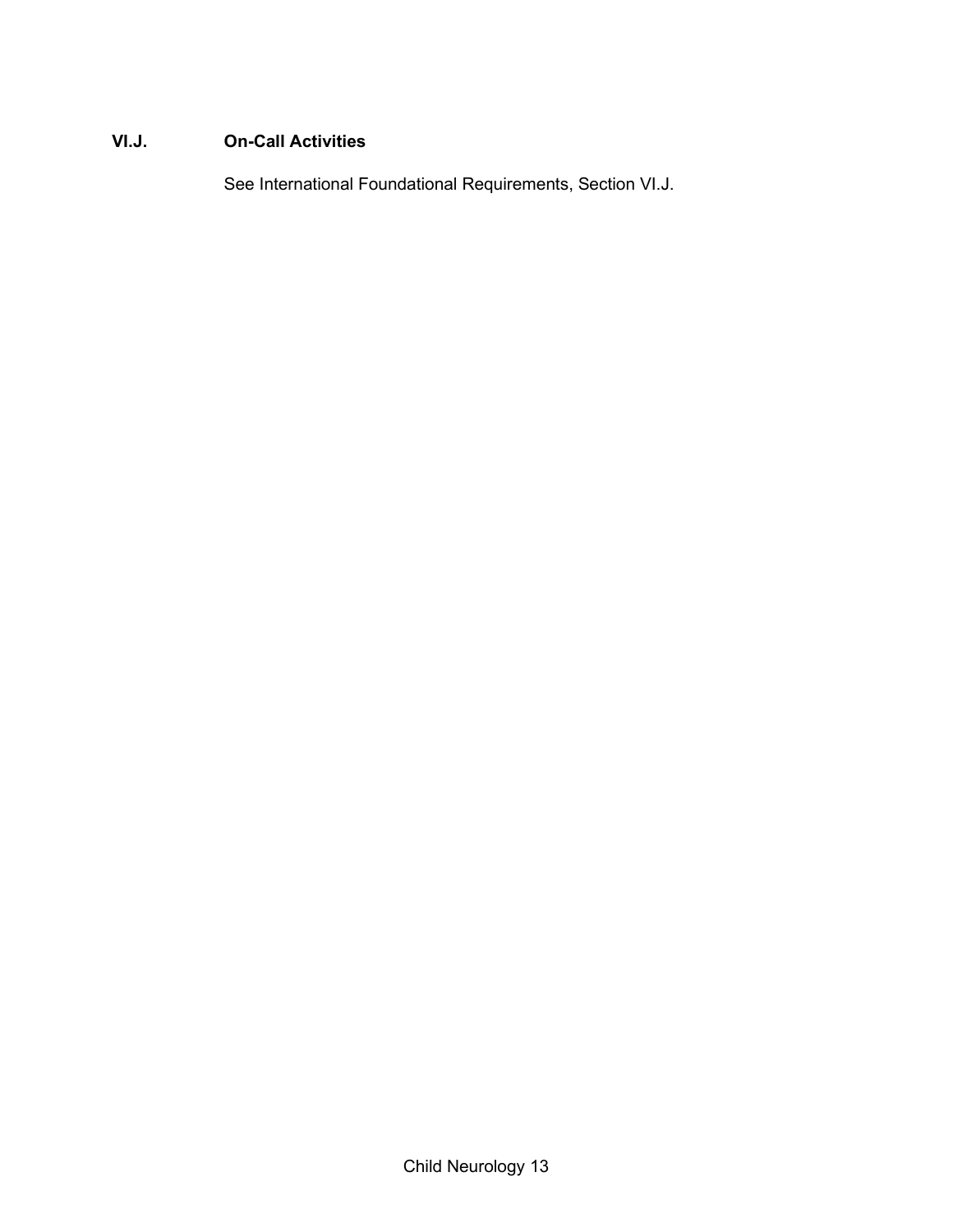**VI.J. On-Call Activities**

See International Foundational Requirements, Section VI.J.